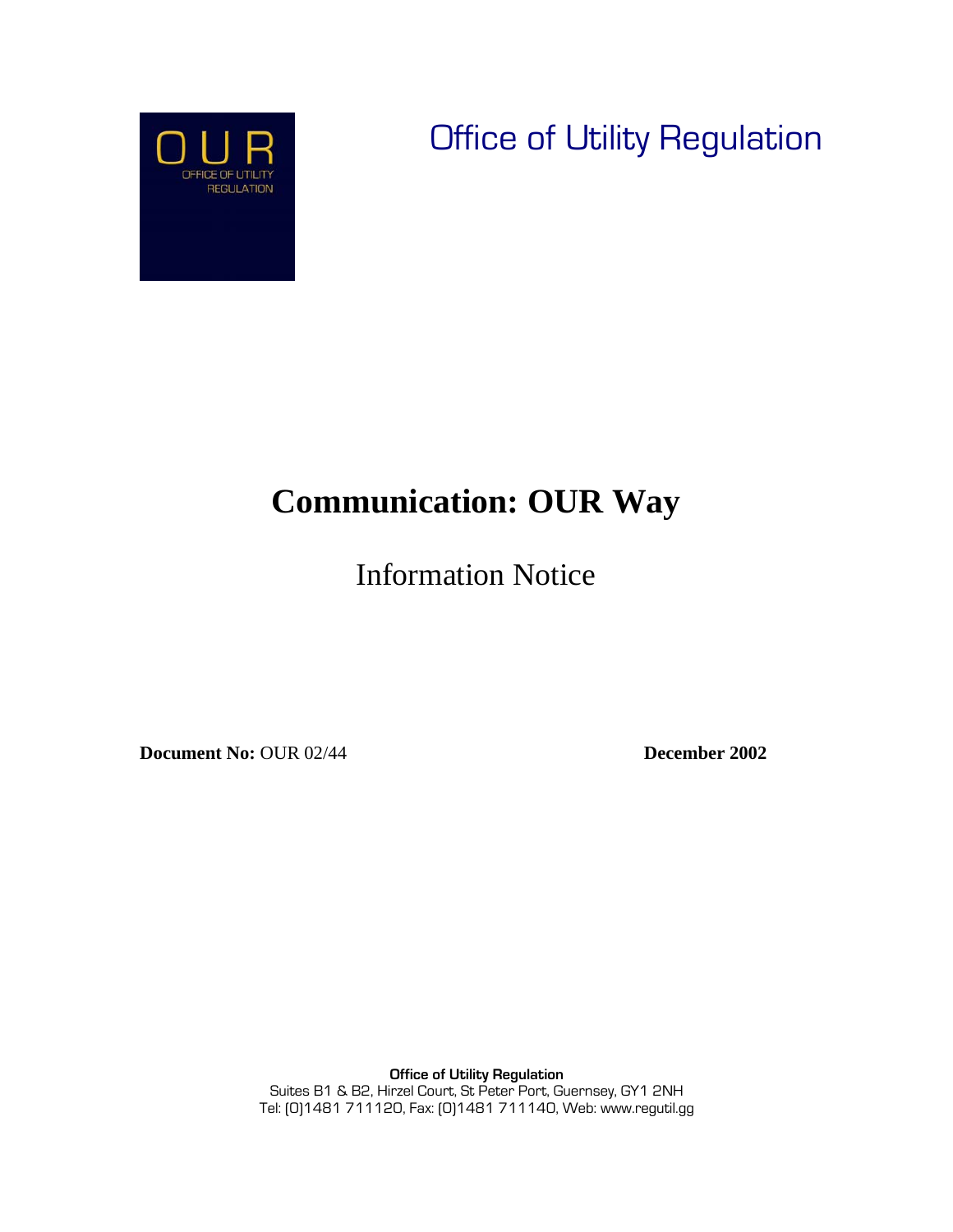OUR

OFFICE OF UTILITY REGULATION

Office of Utility Regulation

# Communication: OUR Way

## Information Notice

**Document No:** OUR 02/44 **December 2002**

**Office of Utility Regulation**
Suites B1 & B2, Hirzel Court, St Peter Port, Guernsey, GY1 2NH
Tel: (0)1481 711120, Fax: (0)1481 711140, Web: www.regutil.gg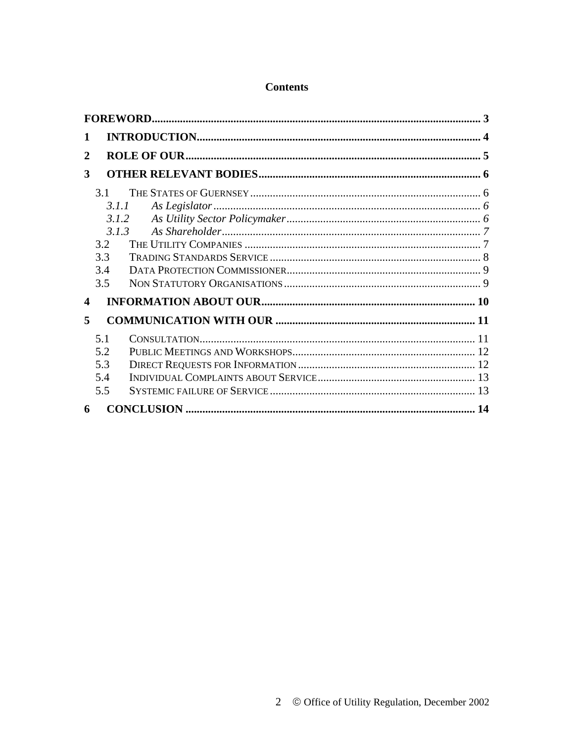**Contents**

| | | |
|---|---|---|
| **FOREWORD** | | **3** |
| **1** | **INTRODUCTION** | **4** |
| **2** | **ROLE OF OUR** | **5** |
| **3** | **OTHER RELEVANT BODIES** | **6** |
| 3.1 | THE STATES OF GUERNSEY | 6 |
| *3.1.1* | *As Legislator* | *6* |
| *3.1.2* | *As Utility Sector Policymaker* | *6* |
| *3.1.3* | *As Shareholder* | *7* |
| 3.2 | THE UTILITY COMPANIES | 7 |
| 3.3 | TRADING STANDARDS SERVICE | 8 |
| 3.4 | DATA PROTECTION COMMISSIONER | 9 |
| 3.5 | NON STATUTORY ORGANISATIONS | 9 |
| **4** | **INFORMATION ABOUT OUR** | **10** |
| **5** | **COMMUNICATION WITH OUR** | **11** |
| 5.1 | CONSULTATION | 11 |
| 5.2 | PUBLIC MEETINGS AND WORKSHOPS | 12 |
| 5.3 | DIRECT REQUESTS FOR INFORMATION | 12 |
| 5.4 | INDIVIDUAL COMPLAINTS ABOUT SERVICE | 13 |
| 5.5 | SYSTEMIC FAILURE OF SERVICE | 13 |
| **6** | **CONCLUSION** | **14** |

© Office of Utility Regulation, December 2002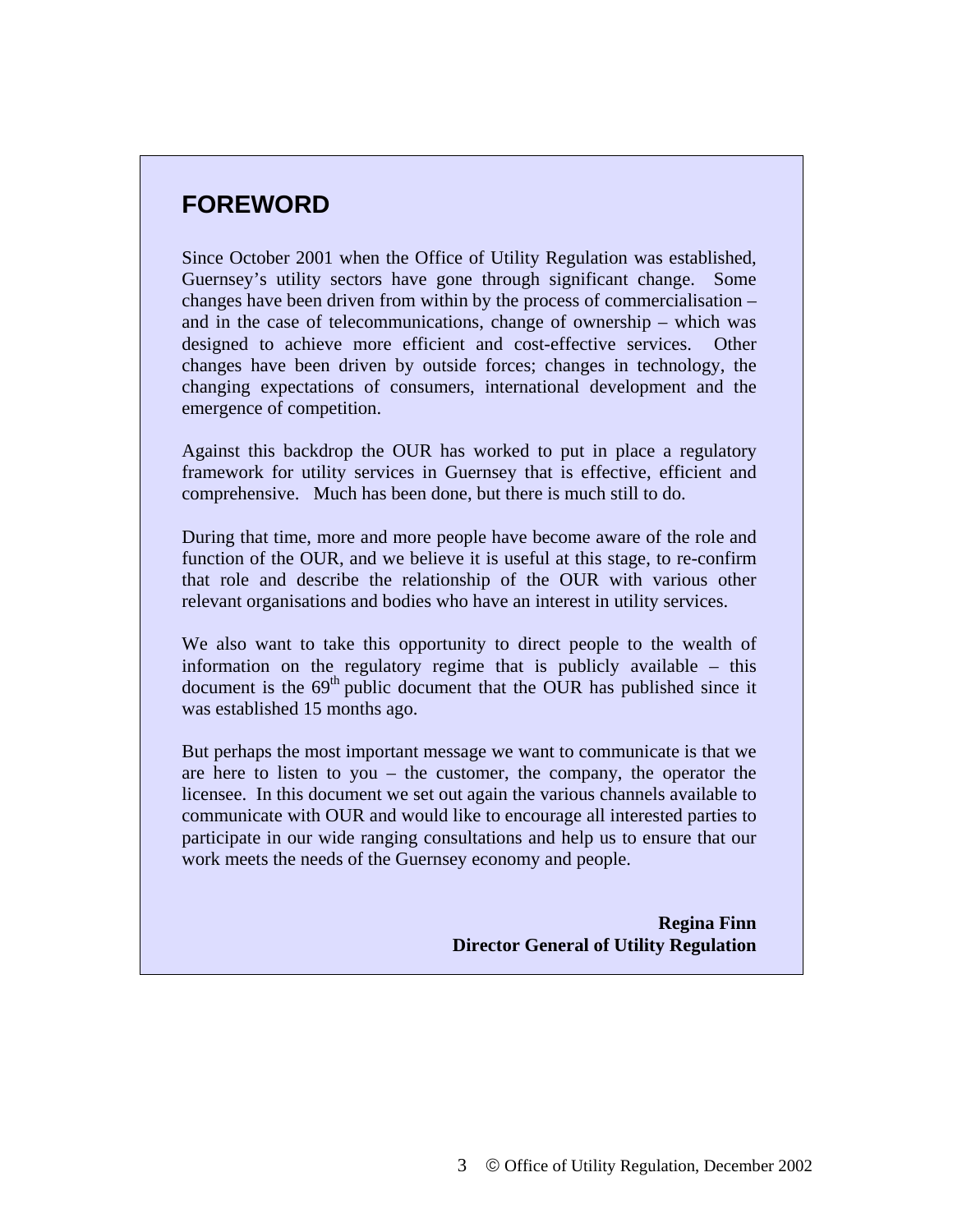# FOREWORD

Since October 2001 when the Office of Utility Regulation was established, Guernsey's utility sectors have gone through significant change. Some changes have been driven from within by the process of commercialisation – and in the case of telecommunications, change of ownership – which was designed to achieve more efficient and cost-effective services. Other changes have been driven by outside forces; changes in technology, the changing expectations of consumers, international development and the emergence of competition.

Against this backdrop the OUR has worked to put in place a regulatory framework for utility services in Guernsey that is effective, efficient and comprehensive. Much has been done, but there is much still to do.

During that time, more and more people have become aware of the role and function of the OUR, and we believe it is useful at this stage, to re-confirm that role and describe the relationship of the OUR with various other relevant organisations and bodies who have an interest in utility services.

We also want to take this opportunity to direct people to the wealth of information on the regulatory regime that is publicly available – this document is the 69th public document that the OUR has published since it was established 15 months ago.

But perhaps the most important message we want to communicate is that we are here to listen to you – the customer, the company, the operator the licensee. In this document we set out again the various channels available to communicate with OUR and would like to encourage all interested parties to participate in our wide ranging consultations and help us to ensure that our work meets the needs of the Guernsey economy and people.

**Regina Finn**
**Director General of Utility Regulation**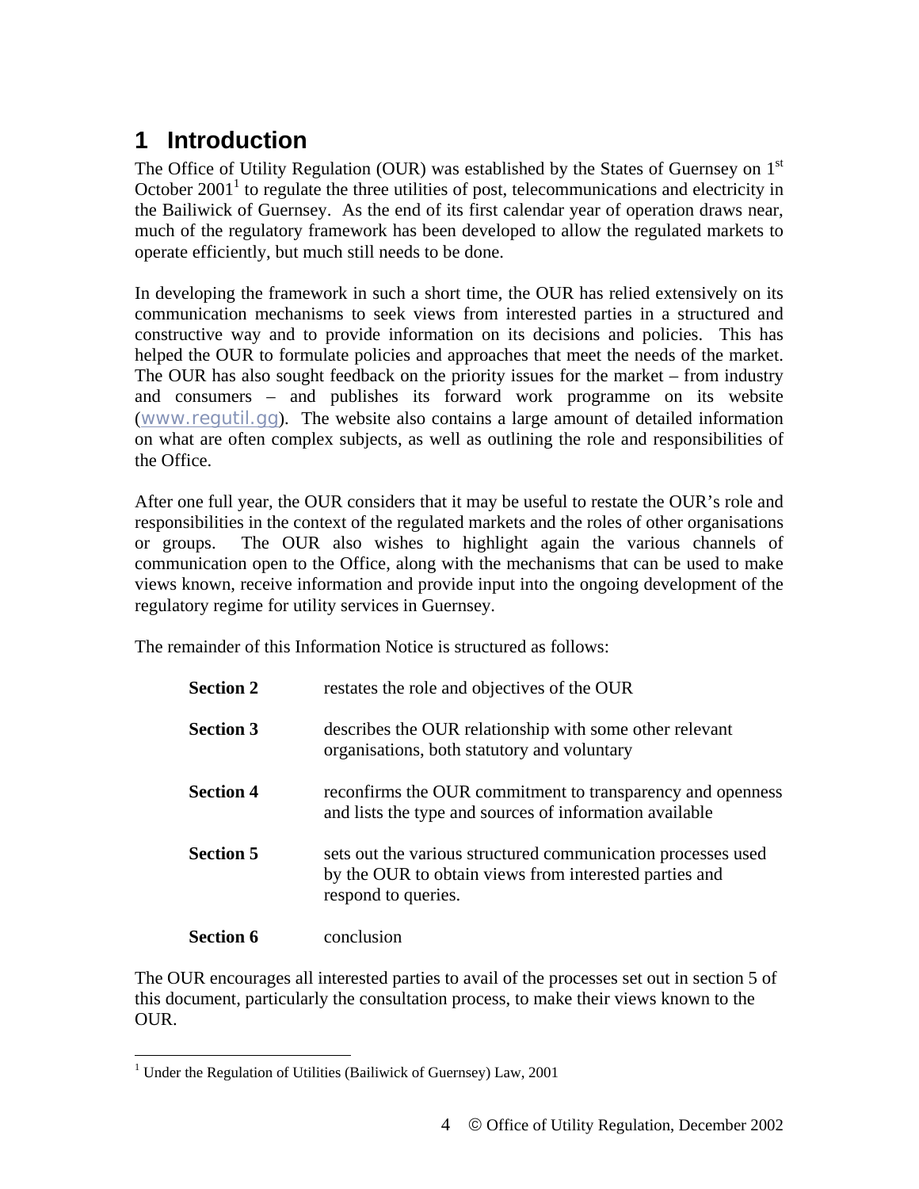# 1 Introduction

The Office of Utility Regulation (OUR) was established by the States of Guernsey on 1st October 2001[1] to regulate the three utilities of post, telecommunications and electricity in the Bailiwick of Guernsey. As the end of its first calendar year of operation draws near, much of the regulatory framework has been developed to allow the regulated markets to operate efficiently, but much still needs to be done.

In developing the framework in such a short time, the OUR has relied extensively on its communication mechanisms to seek views from interested parties in a structured and constructive way and to provide information on its decisions and policies. This has helped the OUR to formulate policies and approaches that meet the needs of the market. The OUR has also sought feedback on the priority issues for the market – from industry and consumers – and publishes its forward work programme on its website (www.regutil.gg). The website also contains a large amount of detailed information on what are often complex subjects, as well as outlining the role and responsibilities of the Office.

After one full year, the OUR considers that it may be useful to restate the OUR's role and responsibilities in the context of the regulated markets and the roles of other organisations or groups. The OUR also wishes to highlight again the various channels of communication open to the Office, along with the mechanisms that can be used to make views known, receive information and provide input into the ongoing development of the regulatory regime for utility services in Guernsey.

The remainder of this Information Notice is structured as follows:

| | |
|---|---|
| **Section 2** | restates the role and objectives of the OUR |
| **Section 3** | describes the OUR relationship with some other relevant organisations, both statutory and voluntary |
| **Section 4** | reconfirms the OUR commitment to transparency and openness and lists the type and sources of information available |
| **Section 5** | sets out the various structured communication processes used by the OUR to obtain views from interested parties and respond to queries. |
| **Section 6** | conclusion |

The OUR encourages all interested parties to avail of the processes set out in section 5 of this document, particularly the consultation process, to make their views known to the OUR.

[1] Under the Regulation of Utilities (Bailiwick of Guernsey) Law, 2001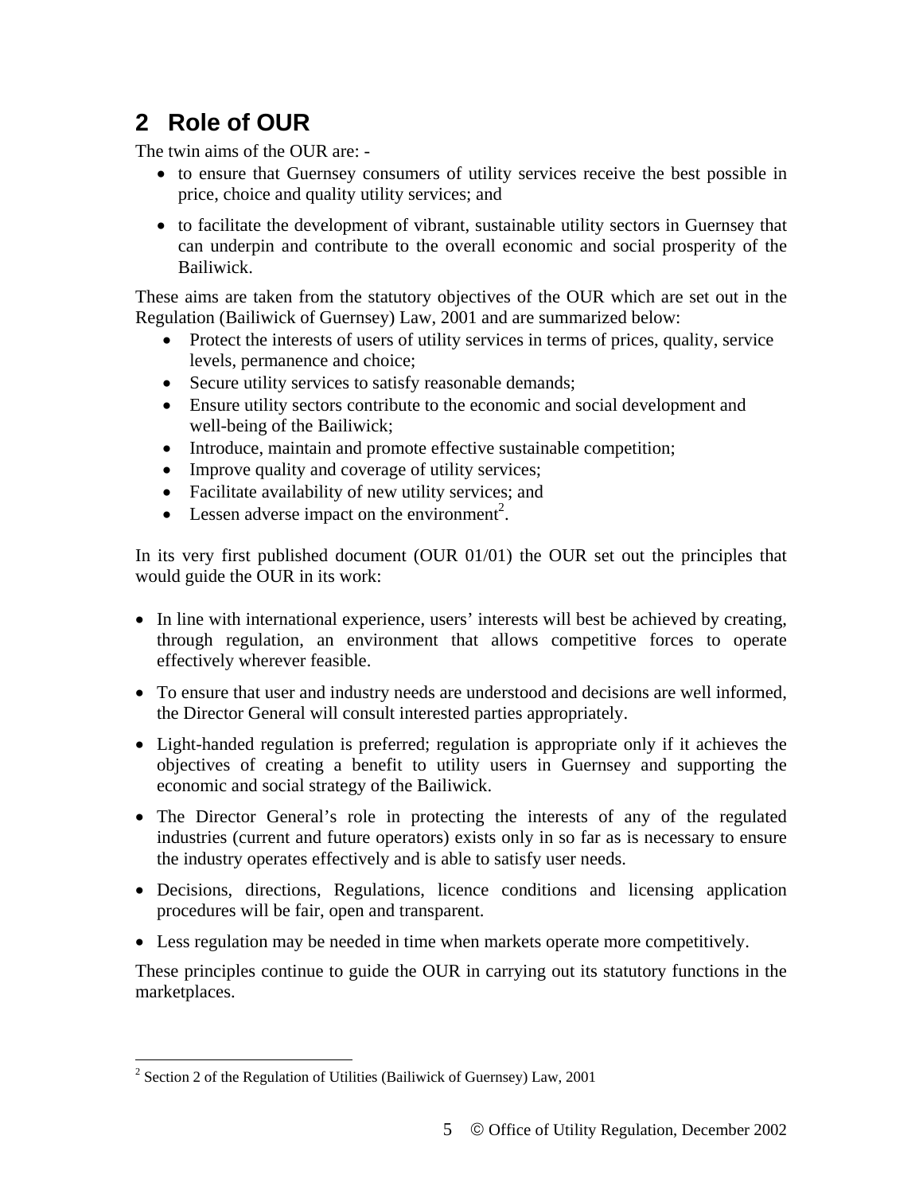## 2 Role of OUR

The twin aims of the OUR are: -

- to ensure that Guernsey consumers of utility services receive the best possible in price, choice and quality utility services; and
- to facilitate the development of vibrant, sustainable utility sectors in Guernsey that can underpin and contribute to the overall economic and social prosperity of the Bailiwick.

These aims are taken from the statutory objectives of the OUR which are set out in the Regulation (Bailiwick of Guernsey) Law, 2001 and are summarized below:

- Protect the interests of users of utility services in terms of prices, quality, service levels, permanence and choice;
- Secure utility services to satisfy reasonable demands;
- Ensure utility sectors contribute to the economic and social development and well-being of the Bailiwick;
- Introduce, maintain and promote effective sustainable competition;
- Improve quality and coverage of utility services;
- Facilitate availability of new utility services; and
- Lessen adverse impact on the environment[2].

In its very first published document (OUR 01/01) the OUR set out the principles that would guide the OUR in its work:

- In line with international experience, users' interests will best be achieved by creating, through regulation, an environment that allows competitive forces to operate effectively wherever feasible.
- To ensure that user and industry needs are understood and decisions are well informed, the Director General will consult interested parties appropriately.
- Light-handed regulation is preferred; regulation is appropriate only if it achieves the objectives of creating a benefit to utility users in Guernsey and supporting the economic and social strategy of the Bailiwick.
- The Director General's role in protecting the interests of any of the regulated industries (current and future operators) exists only in so far as is necessary to ensure the industry operates effectively and is able to satisfy user needs.
- Decisions, directions, Regulations, licence conditions and licensing application procedures will be fair, open and transparent.
- Less regulation may be needed in time when markets operate more competitively.

These principles continue to guide the OUR in carrying out its statutory functions in the marketplaces.

[2] Section 2 of the Regulation of Utilities (Bailiwick of Guernsey) Law, 2001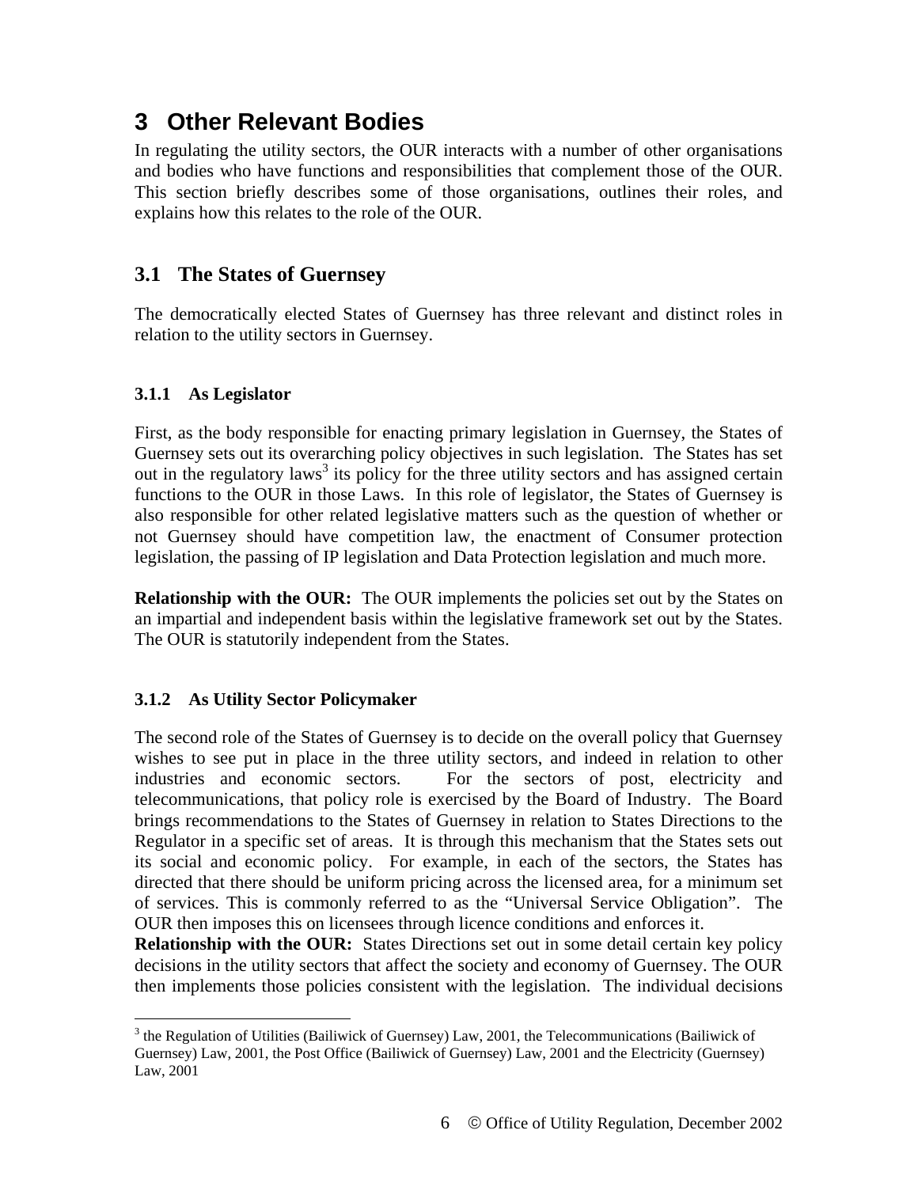# 3 Other Relevant Bodies

In regulating the utility sectors, the OUR interacts with a number of other organisations and bodies who have functions and responsibilities that complement those of the OUR. This section briefly describes some of those organisations, outlines their roles, and explains how this relates to the role of the OUR.

## 3.1 The States of Guernsey

The democratically elected States of Guernsey has three relevant and distinct roles in relation to the utility sectors in Guernsey.

### 3.1.1 As Legislator

First, as the body responsible for enacting primary legislation in Guernsey, the States of Guernsey sets out its overarching policy objectives in such legislation. The States has set out in the regulatory laws[3] its policy for the three utility sectors and has assigned certain functions to the OUR in those Laws. In this role of legislator, the States of Guernsey is also responsible for other related legislative matters such as the question of whether or not Guernsey should have competition law, the enactment of Consumer protection legislation, the passing of IP legislation and Data Protection legislation and much more.

**Relationship with the OUR:** The OUR implements the policies set out by the States on an impartial and independent basis within the legislative framework set out by the States. The OUR is statutorily independent from the States.

### 3.1.2 As Utility Sector Policymaker

The second role of the States of Guernsey is to decide on the overall policy that Guernsey wishes to see put in place in the three utility sectors, and indeed in relation to other industries and economic sectors. For the sectors of post, electricity and telecommunications, that policy role is exercised by the Board of Industry. The Board brings recommendations to the States of Guernsey in relation to States Directions to the Regulator in a specific set of areas. It is through this mechanism that the States sets out its social and economic policy. For example, in each of the sectors, the States has directed that there should be uniform pricing across the licensed area, for a minimum set of services. This is commonly referred to as the "Universal Service Obligation". The OUR then imposes this on licensees through licence conditions and enforces it.

**Relationship with the OUR:** States Directions set out in some detail certain key policy decisions in the utility sectors that affect the society and economy of Guernsey. The OUR then implements those policies consistent with the legislation. The individual decisions

[3] the Regulation of Utilities (Bailiwick of Guernsey) Law, 2001, the Telecommunications (Bailiwick of Guernsey) Law, 2001, the Post Office (Bailiwick of Guernsey) Law, 2001 and the Electricity (Guernsey) Law, 2001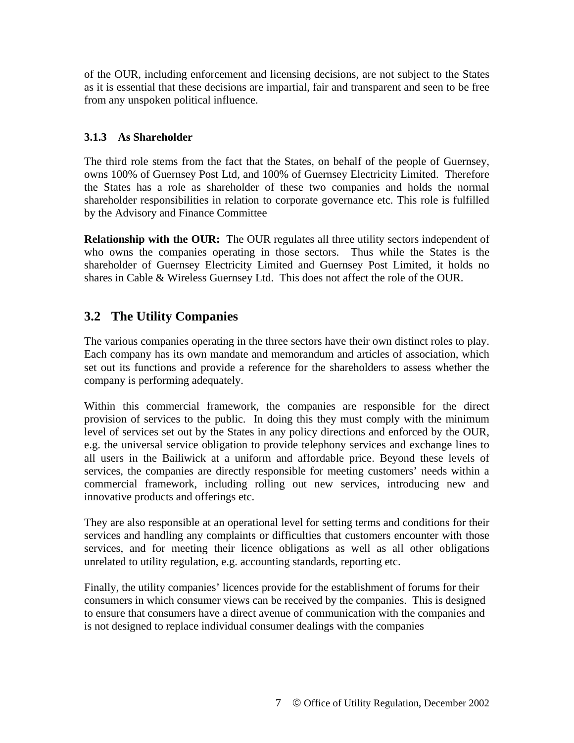of the OUR, including enforcement and licensing decisions, are not subject to the States as it is essential that these decisions are impartial, fair and transparent and seen to be free from any unspoken political influence.

### 3.1.3 As Shareholder

The third role stems from the fact that the States, on behalf of the people of Guernsey, owns 100% of Guernsey Post Ltd, and 100% of Guernsey Electricity Limited. Therefore the States has a role as shareholder of these two companies and holds the normal shareholder responsibilities in relation to corporate governance etc. This role is fulfilled by the Advisory and Finance Committee

**Relationship with the OUR:** The OUR regulates all three utility sectors independent of who owns the companies operating in those sectors. Thus while the States is the shareholder of Guernsey Electricity Limited and Guernsey Post Limited, it holds no shares in Cable & Wireless Guernsey Ltd. This does not affect the role of the OUR.

## 3.2 The Utility Companies

The various companies operating in the three sectors have their own distinct roles to play. Each company has its own mandate and memorandum and articles of association, which set out its functions and provide a reference for the shareholders to assess whether the company is performing adequately.

Within this commercial framework, the companies are responsible for the direct provision of services to the public. In doing this they must comply with the minimum level of services set out by the States in any policy directions and enforced by the OUR, e.g. the universal service obligation to provide telephony services and exchange lines to all users in the Bailiwick at a uniform and affordable price. Beyond these levels of services, the companies are directly responsible for meeting customers' needs within a commercial framework, including rolling out new services, introducing new and innovative products and offerings etc.

They are also responsible at an operational level for setting terms and conditions for their services and handling any complaints or difficulties that customers encounter with those services, and for meeting their licence obligations as well as all other obligations unrelated to utility regulation, e.g. accounting standards, reporting etc.

Finally, the utility companies' licences provide for the establishment of forums for their consumers in which consumer views can be received by the companies. This is designed to ensure that consumers have a direct avenue of communication with the companies and is not designed to replace individual consumer dealings with the companies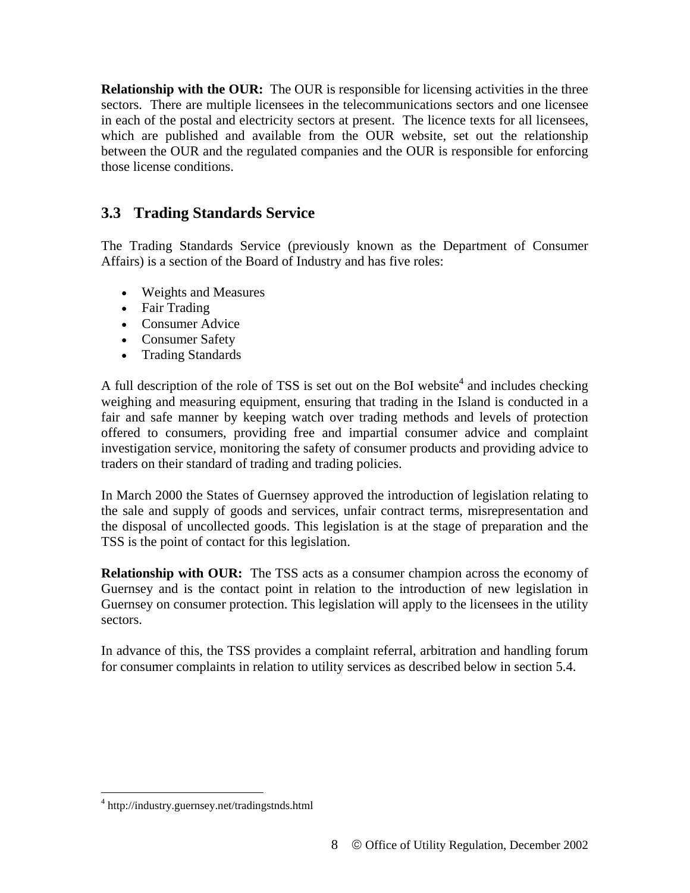**Relationship with the OUR:** The OUR is responsible for licensing activities in the three sectors. There are multiple licensees in the telecommunications sectors and one licensee in each of the postal and electricity sectors at present. The licence texts for all licensees, which are published and available from the OUR website, set out the relationship between the OUR and the regulated companies and the OUR is responsible for enforcing those license conditions.

## 3.3 Trading Standards Service

The Trading Standards Service (previously known as the Department of Consumer Affairs) is a section of the Board of Industry and has five roles:

- Weights and Measures
- Fair Trading
- Consumer Advice
- Consumer Safety
- Trading Standards

A full description of the role of TSS is set out on the BoI website[4] and includes checking weighing and measuring equipment, ensuring that trading in the Island is conducted in a fair and safe manner by keeping watch over trading methods and levels of protection offered to consumers, providing free and impartial consumer advice and complaint investigation service, monitoring the safety of consumer products and providing advice to traders on their standard of trading and trading policies.

In March 2000 the States of Guernsey approved the introduction of legislation relating to the sale and supply of goods and services, unfair contract terms, misrepresentation and the disposal of uncollected goods. This legislation is at the stage of preparation and the TSS is the point of contact for this legislation.

**Relationship with OUR:** The TSS acts as a consumer champion across the economy of Guernsey and is the contact point in relation to the introduction of new legislation in Guernsey on consumer protection. This legislation will apply to the licensees in the utility sectors.

In advance of this, the TSS provides a complaint referral, arbitration and handling forum for consumer complaints in relation to utility services as described below in section 5.4.

---

[4] http://industry.guernsey.net/tradingstnds.html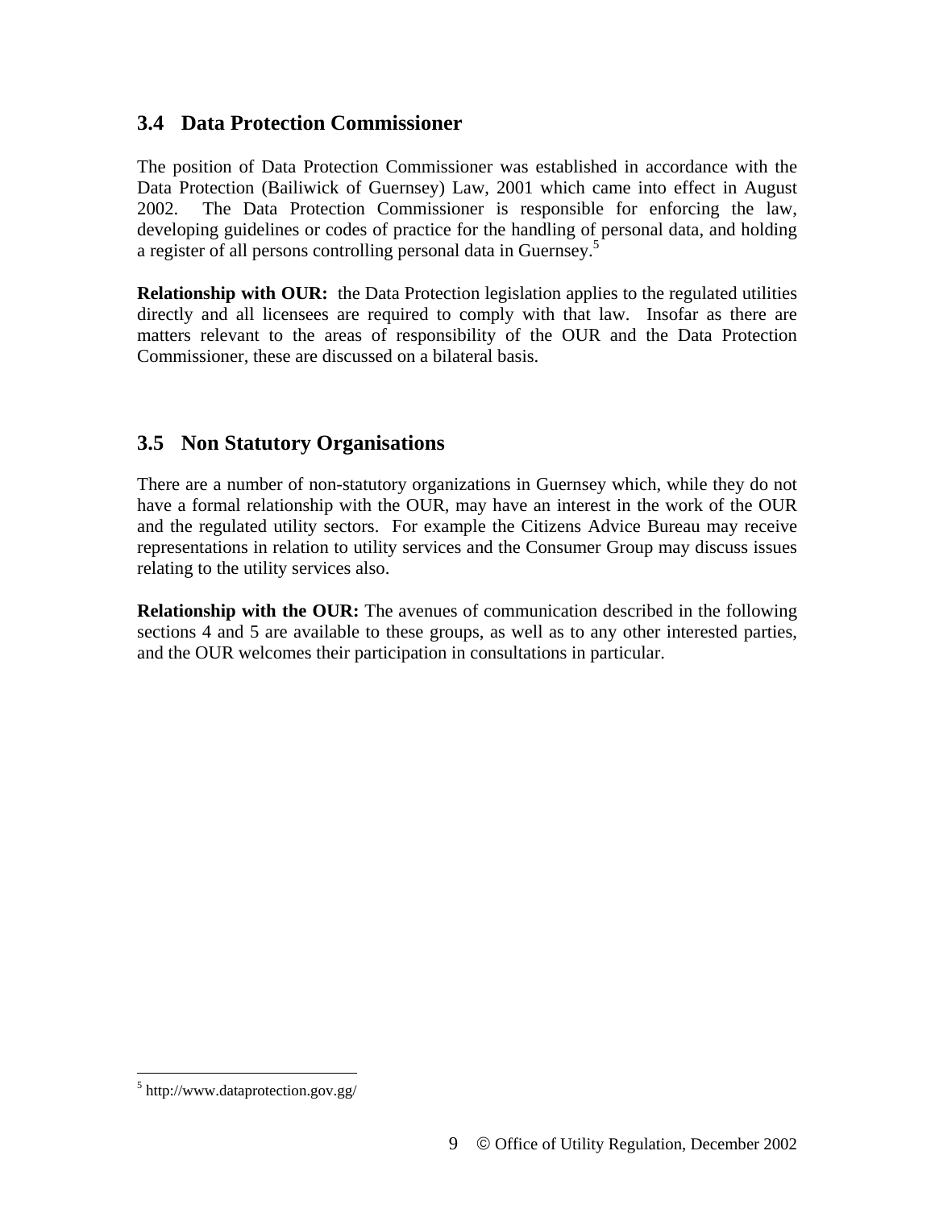## 3.4 Data Protection Commissioner

The position of Data Protection Commissioner was established in accordance with the Data Protection (Bailiwick of Guernsey) Law, 2001 which came into effect in August 2002. The Data Protection Commissioner is responsible for enforcing the law, developing guidelines or codes of practice for the handling of personal data, and holding a register of all persons controlling personal data in Guernsey.[5]

**Relationship with OUR:** the Data Protection legislation applies to the regulated utilities directly and all licensees are required to comply with that law. Insofar as there are matters relevant to the areas of responsibility of the OUR and the Data Protection Commissioner, these are discussed on a bilateral basis.

## 3.5 Non Statutory Organisations

There are a number of non-statutory organizations in Guernsey which, while they do not have a formal relationship with the OUR, may have an interest in the work of the OUR and the regulated utility sectors. For example the Citizens Advice Bureau may receive representations in relation to utility services and the Consumer Group may discuss issues relating to the utility services also.

**Relationship with the OUR:** The avenues of communication described in the following sections 4 and 5 are available to these groups, as well as to any other interested parties, and the OUR welcomes their participation in consultations in particular.

---

[5] http://www.dataprotection.gov.gg/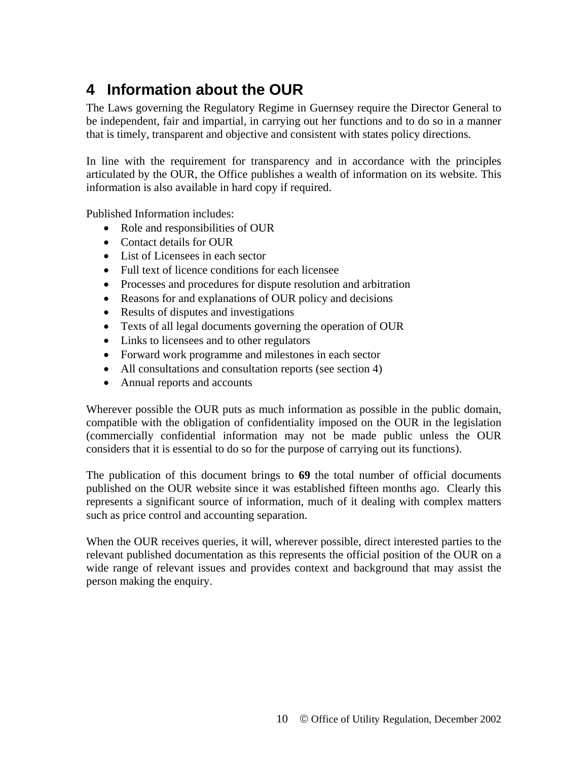# 4 Information about the OUR

The Laws governing the Regulatory Regime in Guernsey require the Director General to be independent, fair and impartial, in carrying out her functions and to do so in a manner that is timely, transparent and objective and consistent with states policy directions.

In line with the requirement for transparency and in accordance with the principles articulated by the OUR, the Office publishes a wealth of information on its website. This information is also available in hard copy if required.

Published Information includes:

- Role and responsibilities of OUR
- Contact details for OUR
- List of Licensees in each sector
- Full text of licence conditions for each licensee
- Processes and procedures for dispute resolution and arbitration
- Reasons for and explanations of OUR policy and decisions
- Results of disputes and investigations
- Texts of all legal documents governing the operation of OUR
- Links to licensees and to other regulators
- Forward work programme and milestones in each sector
- All consultations and consultation reports (see section 4)
- Annual reports and accounts

Wherever possible the OUR puts as much information as possible in the public domain, compatible with the obligation of confidentiality imposed on the OUR in the legislation (commercially confidential information may not be made public unless the OUR considers that it is essential to do so for the purpose of carrying out its functions).

The publication of this document brings to **69** the total number of official documents published on the OUR website since it was established fifteen months ago. Clearly this represents a significant source of information, much of it dealing with complex matters such as price control and accounting separation.

When the OUR receives queries, it will, wherever possible, direct interested parties to the relevant published documentation as this represents the official position of the OUR on a wide range of relevant issues and provides context and background that may assist the person making the enquiry.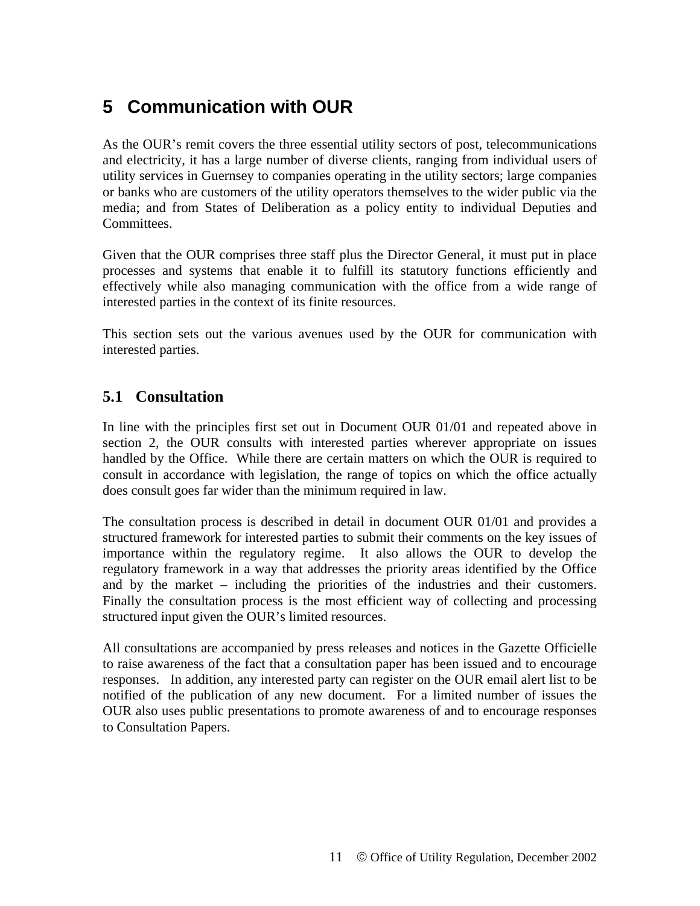# 5 Communication with OUR

As the OUR's remit covers the three essential utility sectors of post, telecommunications and electricity, it has a large number of diverse clients, ranging from individual users of utility services in Guernsey to companies operating in the utility sectors; large companies or banks who are customers of the utility operators themselves to the wider public via the media; and from States of Deliberation as a policy entity to individual Deputies and Committees.

Given that the OUR comprises three staff plus the Director General, it must put in place processes and systems that enable it to fulfill its statutory functions efficiently and effectively while also managing communication with the office from a wide range of interested parties in the context of its finite resources.

This section sets out the various avenues used by the OUR for communication with interested parties.

## 5.1 Consultation

In line with the principles first set out in Document OUR 01/01 and repeated above in section 2, the OUR consults with interested parties wherever appropriate on issues handled by the Office. While there are certain matters on which the OUR is required to consult in accordance with legislation, the range of topics on which the office actually does consult goes far wider than the minimum required in law.

The consultation process is described in detail in document OUR 01/01 and provides a structured framework for interested parties to submit their comments on the key issues of importance within the regulatory regime. It also allows the OUR to develop the regulatory framework in a way that addresses the priority areas identified by the Office and by the market – including the priorities of the industries and their customers. Finally the consultation process is the most efficient way of collecting and processing structured input given the OUR's limited resources.

All consultations are accompanied by press releases and notices in the Gazette Officielle to raise awareness of the fact that a consultation paper has been issued and to encourage responses. In addition, any interested party can register on the OUR email alert list to be notified of the publication of any new document. For a limited number of issues the OUR also uses public presentations to promote awareness of and to encourage responses to Consultation Papers.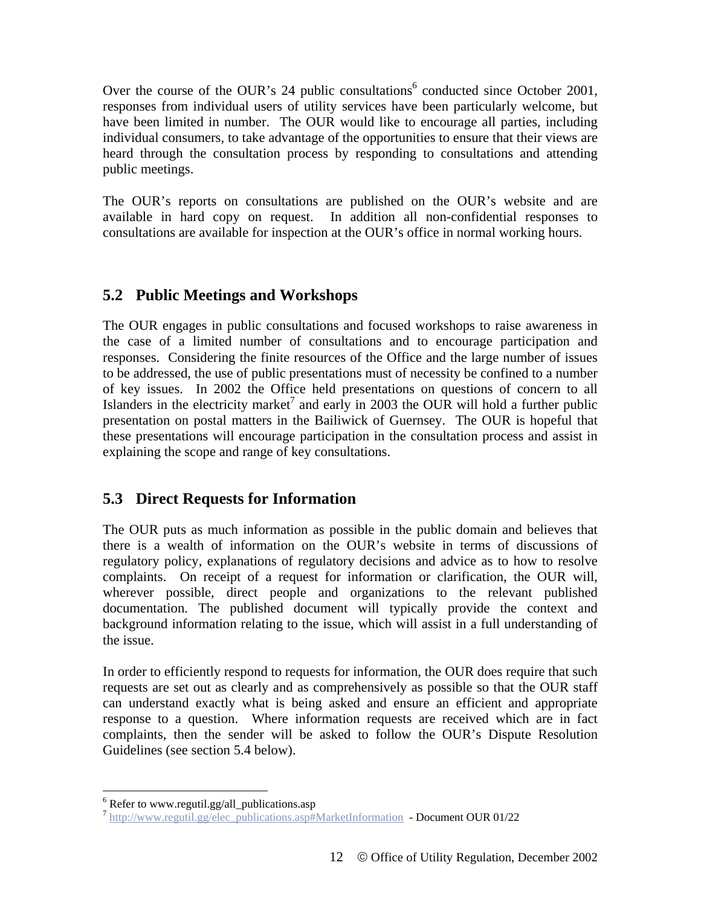Over the course of the OUR's 24 public consultations[6] conducted since October 2001, responses from individual users of utility services have been particularly welcome, but have been limited in number. The OUR would like to encourage all parties, including individual consumers, to take advantage of the opportunities to ensure that their views are heard through the consultation process by responding to consultations and attending public meetings.

The OUR's reports on consultations are published on the OUR's website and are available in hard copy on request. In addition all non-confidential responses to consultations are available for inspection at the OUR's office in normal working hours.

## 5.2 Public Meetings and Workshops

The OUR engages in public consultations and focused workshops to raise awareness in the case of a limited number of consultations and to encourage participation and responses. Considering the finite resources of the Office and the large number of issues to be addressed, the use of public presentations must of necessity be confined to a number of key issues. In 2002 the Office held presentations on questions of concern to all Islanders in the electricity market[7] and early in 2003 the OUR will hold a further public presentation on postal matters in the Bailiwick of Guernsey. The OUR is hopeful that these presentations will encourage participation in the consultation process and assist in explaining the scope and range of key consultations.

## 5.3 Direct Requests for Information

The OUR puts as much information as possible in the public domain and believes that there is a wealth of information on the OUR's website in terms of discussions of regulatory policy, explanations of regulatory decisions and advice as to how to resolve complaints. On receipt of a request for information or clarification, the OUR will, wherever possible, direct people and organizations to the relevant published documentation. The published document will typically provide the context and background information relating to the issue, which will assist in a full understanding of the issue.

In order to efficiently respond to requests for information, the OUR does require that such requests are set out as clearly and as comprehensively as possible so that the OUR staff can understand exactly what is being asked and ensure an efficient and appropriate response to a question. Where information requests are received which are in fact complaints, then the sender will be asked to follow the OUR's Dispute Resolution Guidelines (see section 5.4 below).

---

[6] Refer to www.regutil.gg/all_publications.asp

[7] http://www.regutil.gg/elec_publications.asp#MarketInformation - Document OUR 01/22

© Office of Utility Regulation, December 2002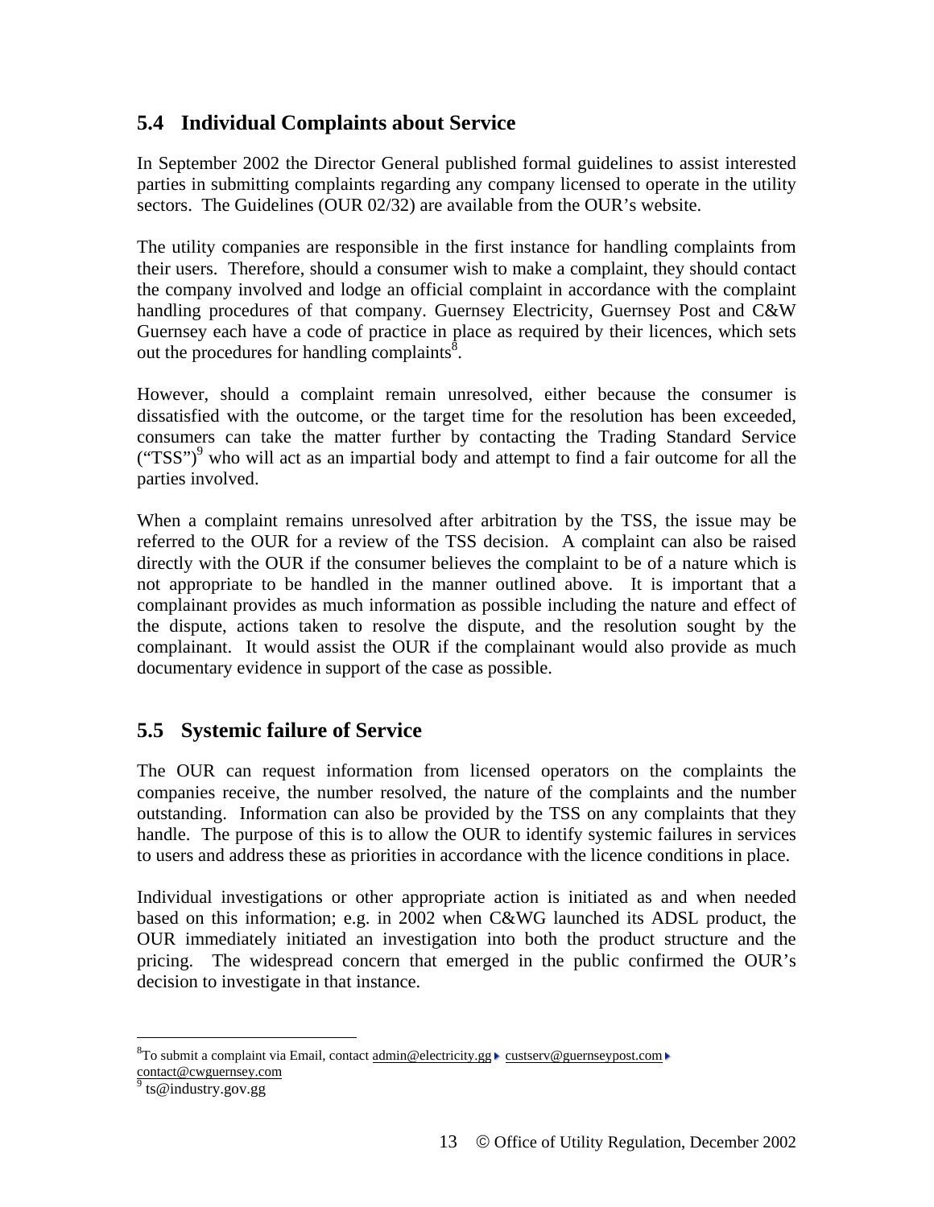## 5.4 Individual Complaints about Service

In September 2002 the Director General published formal guidelines to assist interested parties in submitting complaints regarding any company licensed to operate in the utility sectors. The Guidelines (OUR 02/32) are available from the OUR's website.

The utility companies are responsible in the first instance for handling complaints from their users. Therefore, should a consumer wish to make a complaint, they should contact the company involved and lodge an official complaint in accordance with the complaint handling procedures of that company. Guernsey Electricity, Guernsey Post and C&W Guernsey each have a code of practice in place as required by their licences, which sets out the procedures for handling complaints[8].

However, should a complaint remain unresolved, either because the consumer is dissatisfied with the outcome, or the target time for the resolution has been exceeded, consumers can take the matter further by contacting the Trading Standard Service ("TSS")[9] who will act as an impartial body and attempt to find a fair outcome for all the parties involved.

When a complaint remains unresolved after arbitration by the TSS, the issue may be referred to the OUR for a review of the TSS decision. A complaint can also be raised directly with the OUR if the consumer believes the complaint to be of a nature which is not appropriate to be handled in the manner outlined above. It is important that a complainant provides as much information as possible including the nature and effect of the dispute, actions taken to resolve the dispute, and the resolution sought by the complainant. It would assist the OUR if the complainant would also provide as much documentary evidence in support of the case as possible.

## 5.5 Systemic failure of Service

The OUR can request information from licensed operators on the complaints the companies receive, the number resolved, the nature of the complaints and the number outstanding. Information can also be provided by the TSS on any complaints that they handle. The purpose of this is to allow the OUR to identify systemic failures in services to users and address these as priorities in accordance with the licence conditions in place.

Individual investigations or other appropriate action is initiated as and when needed based on this information; e.g. in 2002 when C&WG launched its ADSL product, the OUR immediately initiated an investigation into both the product structure and the pricing. The widespread concern that emerged in the public confirmed the OUR's decision to investigate in that instance.

---

[8] To submit a complaint via Email, contact admin@electricity.gg custserv@guernseypost.com contact@cwguernsey.com

[9] ts@industry.gov.gg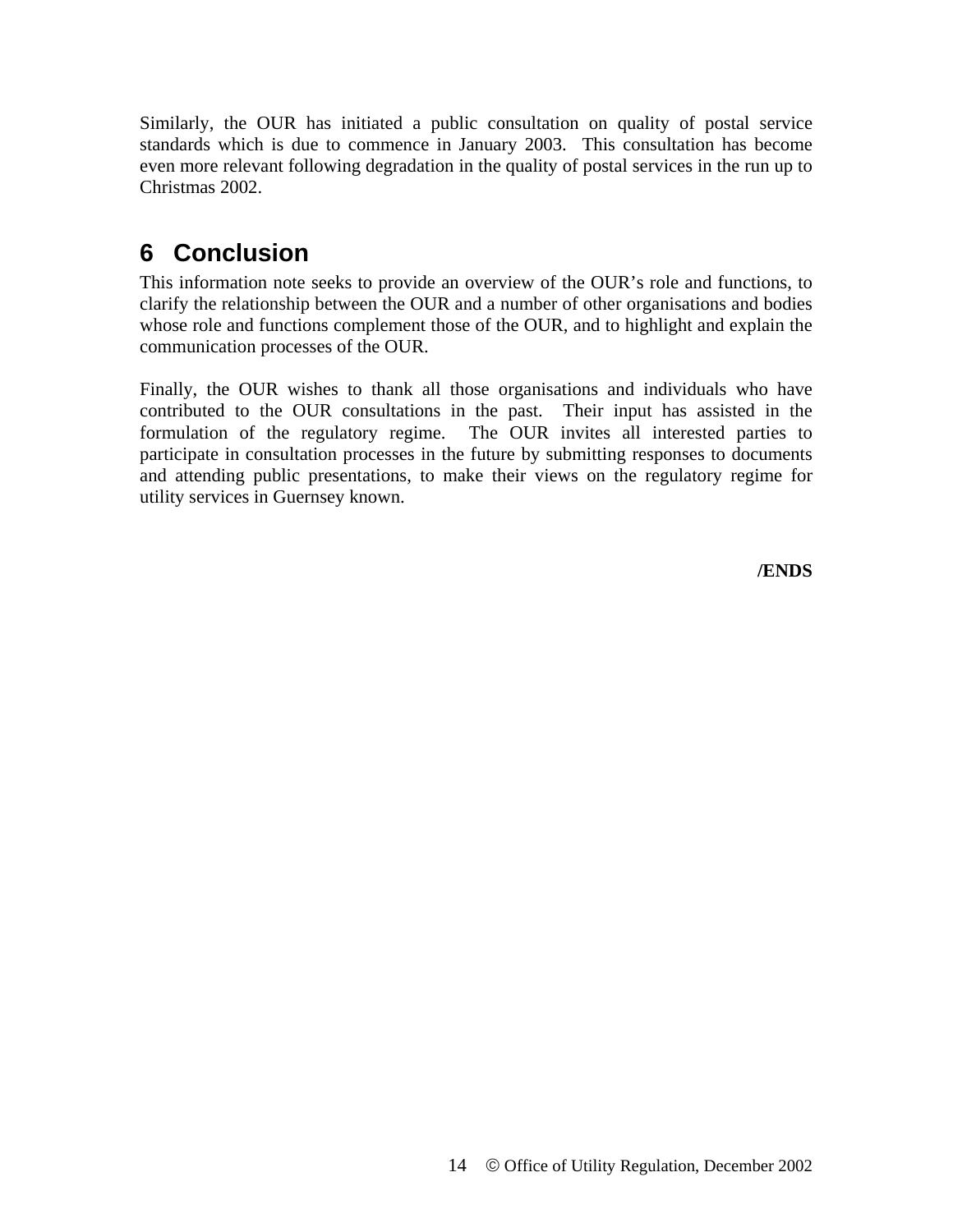Similarly, the OUR has initiated a public consultation on quality of postal service standards which is due to commence in January 2003. This consultation has become even more relevant following degradation in the quality of postal services in the run up to Christmas 2002.

# 6 Conclusion

This information note seeks to provide an overview of the OUR's role and functions, to clarify the relationship between the OUR and a number of other organisations and bodies whose role and functions complement those of the OUR, and to highlight and explain the communication processes of the OUR.

Finally, the OUR wishes to thank all those organisations and individuals who have contributed to the OUR consultations in the past. Their input has assisted in the formulation of the regulatory regime. The OUR invites all interested parties to participate in consultation processes in the future by submitting responses to documents and attending public presentations, to make their views on the regulatory regime for utility services in Guernsey known.

**/ENDS**